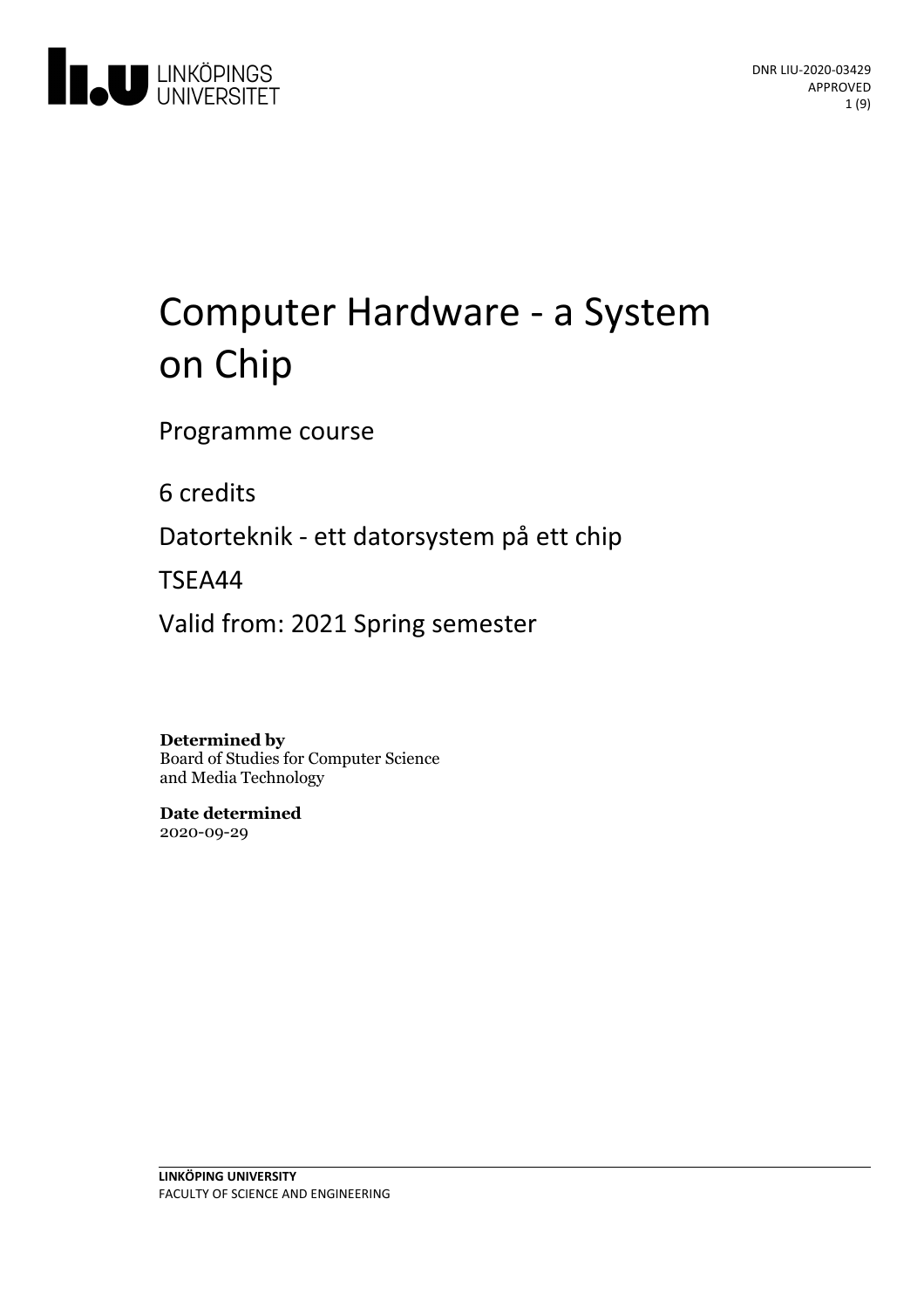DNR LIU-2020-03429
APPROVED

# Computer Hardware - a System on Chip

Programme course

6 credits

Datorteknik - ett datorsystem på ett chip

TSEA44

Valid from: 2021 Spring semester

**Determined by**
Board of Studies for Computer Science and Media Technology

**Date determined**
2020-09-29

**LINKÖPING UNIVERSITY**
FACULTY OF SCIENCE AND ENGINEERING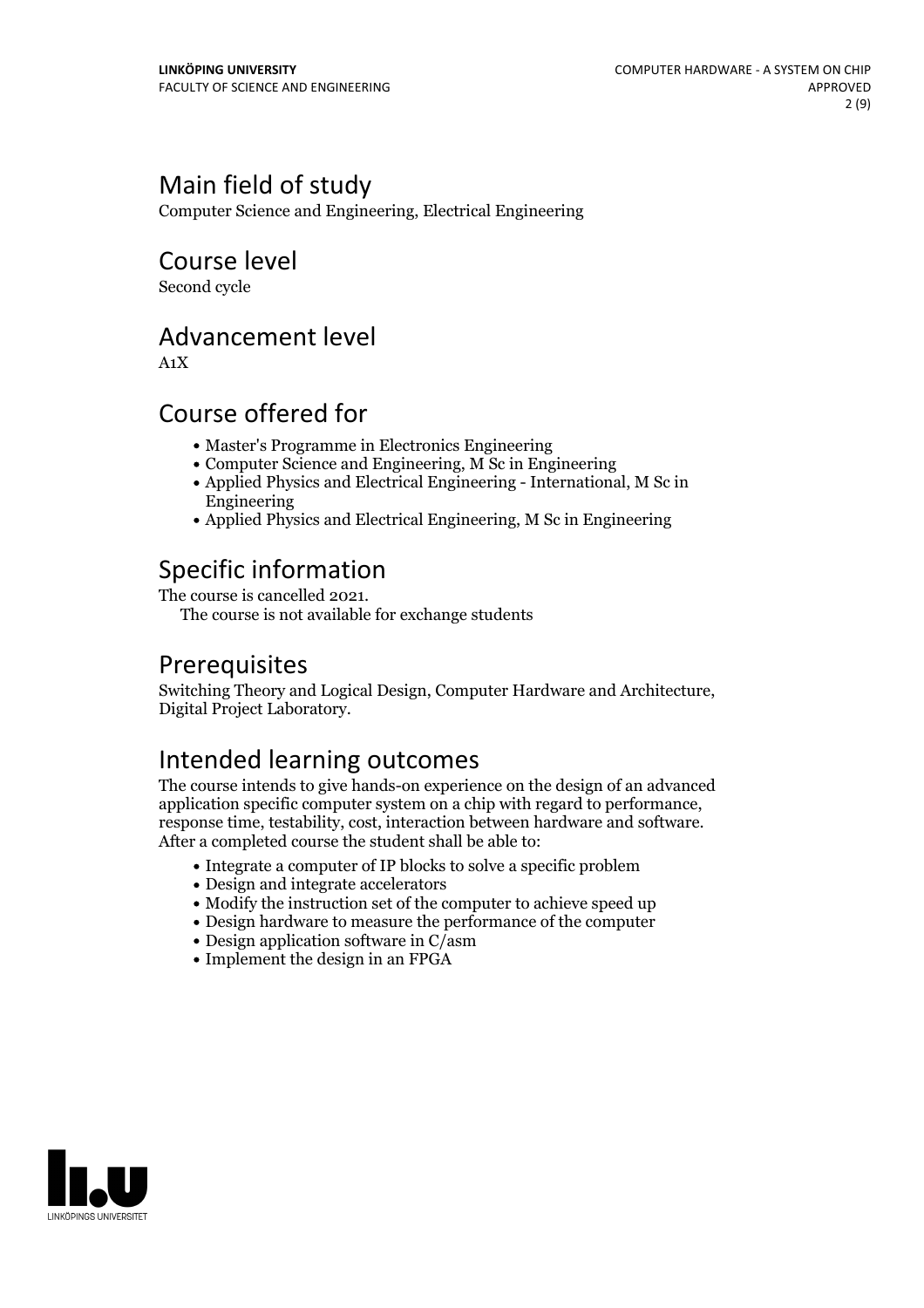# Main field of study

Computer Science and Engineering, Electrical Engineering

# Course level

Second cycle

# Advancement level

A1X

# Course offered for

- Master's Programme in Electronics Engineering
- Computer Science and Engineering, M Sc in Engineering
- Applied Physics and Electrical Engineering - International, M Sc in Engineering
- Applied Physics and Electrical Engineering, M Sc in Engineering

# Specific information

The course is cancelled 2021.
The course is not available for exchange students

# Prerequisites

Switching Theory and Logical Design, Computer Hardware and Architecture, Digital Project Laboratory.

# Intended learning outcomes

The course intends to give hands-on experience on the design of an advanced application specific computer system on a chip with regard to performance, response time, testability, cost, interaction between hardware and software. After a completed course the student shall be able to:

- Integrate a computer of IP blocks to solve a specific problem
- Design and integrate accelerators
- Modify the instruction set of the computer to achieve speed up
- Design hardware to measure the performance of the computer
- Design application software in C/asm
- Implement the design in an FPGA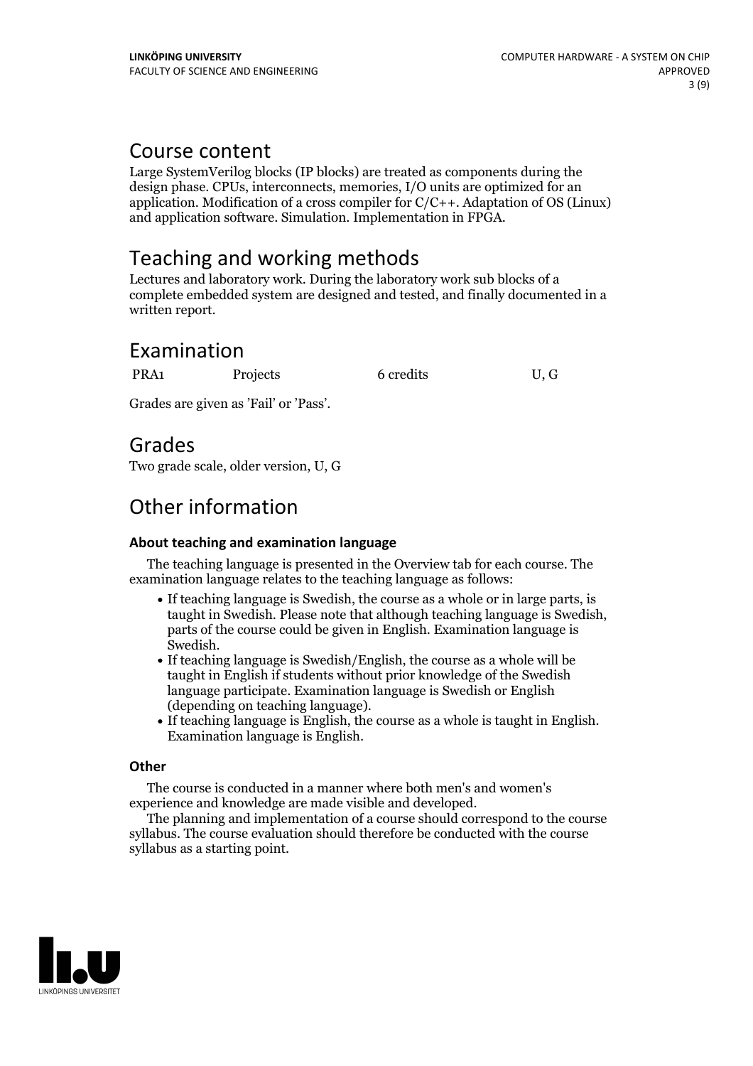# Course content

Large SystemVerilog blocks (IP blocks) are treated as components during the design phase. CPUs, interconnects, memories, I/O units are optimized for an application. Modification of a cross compiler for C/C++. Adaptation of OS (Linux) and application software. Simulation. Implementation in FPGA.

# Teaching and working methods

Lectures and laboratory work. During the laboratory work sub blocks of a complete embedded system are designed and tested, and finally documented in a written report.

# Examination

| PRA1 | Projects | 6 credits | U, G |
|---|---|---|---|

Grades are given as 'Fail' or 'Pass'.

# Grades

Two grade scale, older version, U, G

# Other information

### About teaching and examination language

The teaching language is presented in the Overview tab for each course. The examination language relates to the teaching language as follows:

- If teaching language is Swedish, the course as a whole or in large parts, is taught in Swedish. Please note that although teaching language is Swedish, parts of the course could be given in English. Examination language is Swedish.
- If teaching language is Swedish/English, the course as a whole will be taught in English if students without prior knowledge of the Swedish language participate. Examination language is Swedish or English (depending on teaching language).
- If teaching language is English, the course as a whole is taught in English. Examination language is English.

### Other

The course is conducted in a manner where both men's and women's experience and knowledge are made visible and developed.

The planning and implementation of a course should correspond to the course syllabus. The course evaluation should therefore be conducted with the course syllabus as a starting point.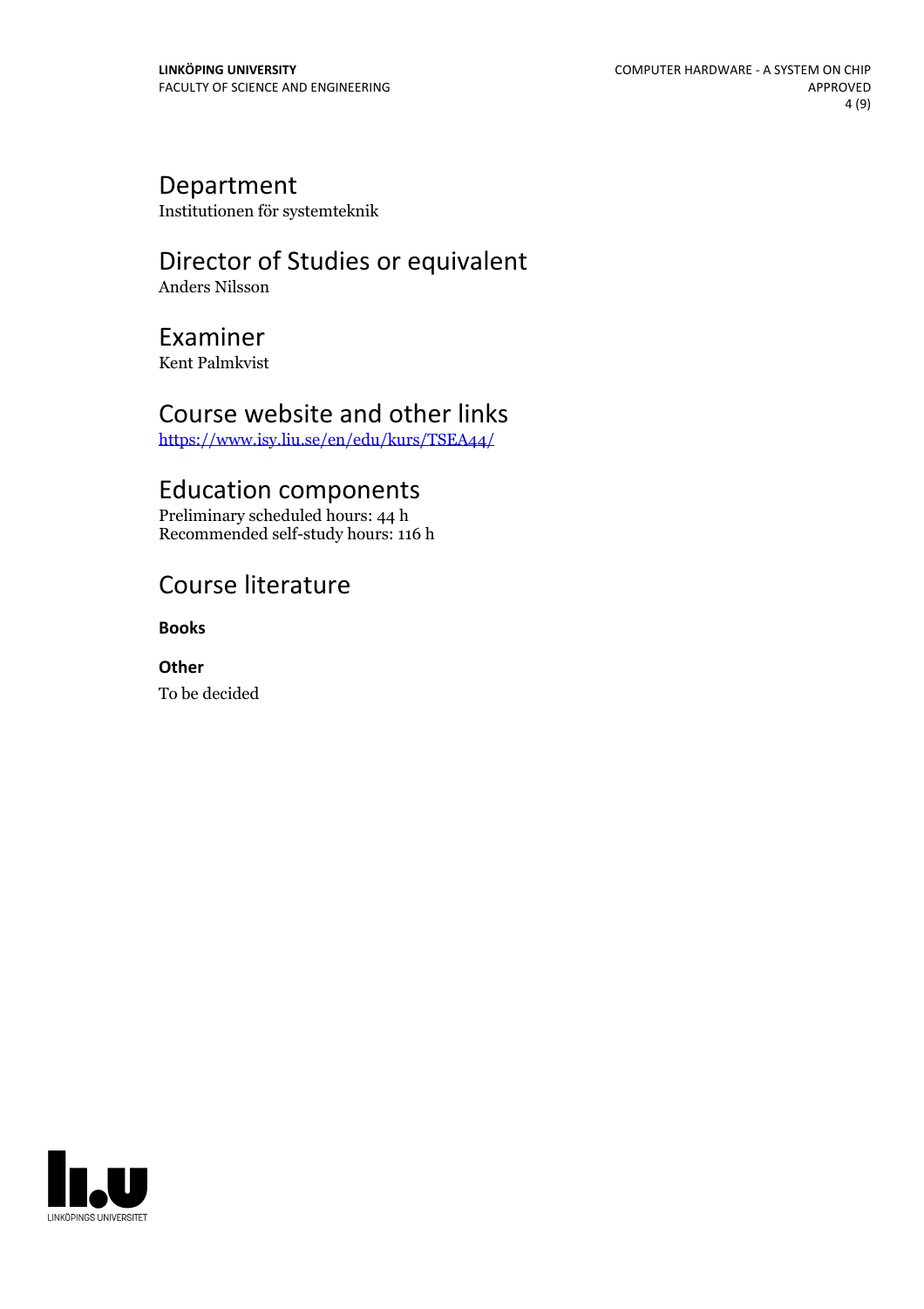## Department

Institutionen för systemteknik

## Director of Studies or equivalent

Anders Nilsson

## Examiner

Kent Palmkvist

## Course website and other links

https://www.isy.liu.se/en/edu/kurs/TSEA44/

## Education components

Preliminary scheduled hours: 44 h
Recommended self-study hours: 116 h

## Course literature

**Books**

**Other**

To be decided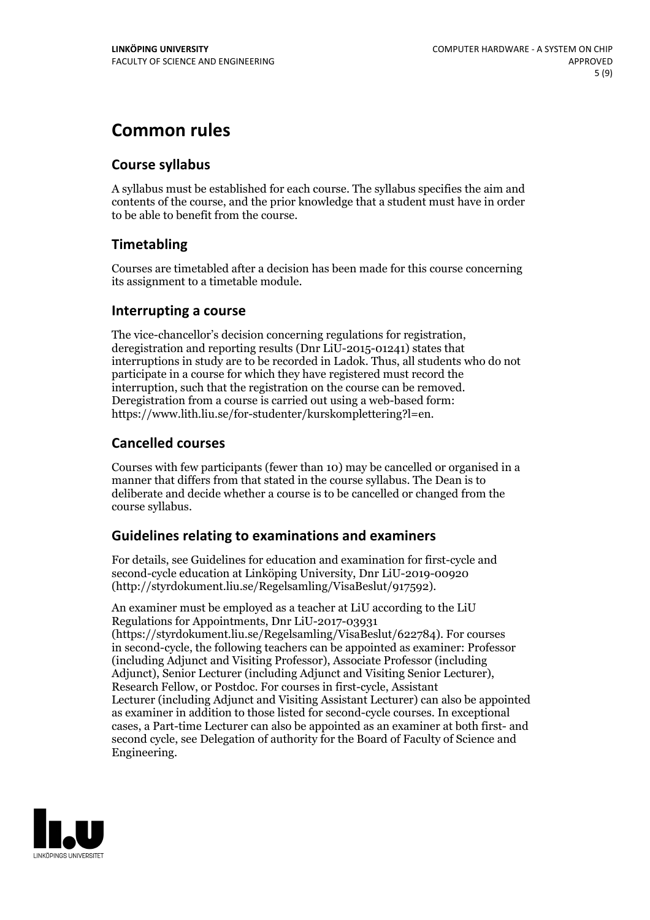# Common rules

## Course syllabus

A syllabus must be established for each course. The syllabus specifies the aim and contents of the course, and the prior knowledge that a student must have in order to be able to benefit from the course.

## Timetabling

Courses are timetabled after a decision has been made for this course concerning its assignment to a timetable module.

## Interrupting a course

The vice-chancellor's decision concerning regulations for registration, deregistration and reporting results (Dnr LiU-2015-01241) states that interruptions in study are to be recorded in Ladok. Thus, all students who do not participate in a course for which they have registered must record the interruption, such that the registration on the course can be removed. Deregistration from a course is carried out using a web-based form: https://www.lith.liu.se/for-studenter/kurskomplettering?l=en.

## Cancelled courses

Courses with few participants (fewer than 10) may be cancelled or organised in a manner that differs from that stated in the course syllabus. The Dean is to deliberate and decide whether a course is to be cancelled or changed from the course syllabus.

## Guidelines relating to examinations and examiners

For details, see Guidelines for education and examination for first-cycle and second-cycle education at Linköping University, Dnr LiU-2019-00920 (http://styrdokument.liu.se/Regelsamling/VisaBeslut/917592).

An examiner must be employed as a teacher at LiU according to the LiU Regulations for Appointments, Dnr LiU-2017-03931 (https://styrdokument.liu.se/Regelsamling/VisaBeslut/622784). For courses in second-cycle, the following teachers can be appointed as examiner: Professor (including Adjunct and Visiting Professor), Associate Professor (including Adjunct), Senior Lecturer (including Adjunct and Visiting Senior Lecturer), Research Fellow, or Postdoc. For courses in first-cycle, Assistant Lecturer (including Adjunct and Visiting Assistant Lecturer) can also be appointed as examiner in addition to those listed for second-cycle courses. In exceptional cases, a Part-time Lecturer can also be appointed as an examiner at both first- and second cycle, see Delegation of authority for the Board of Faculty of Science and Engineering.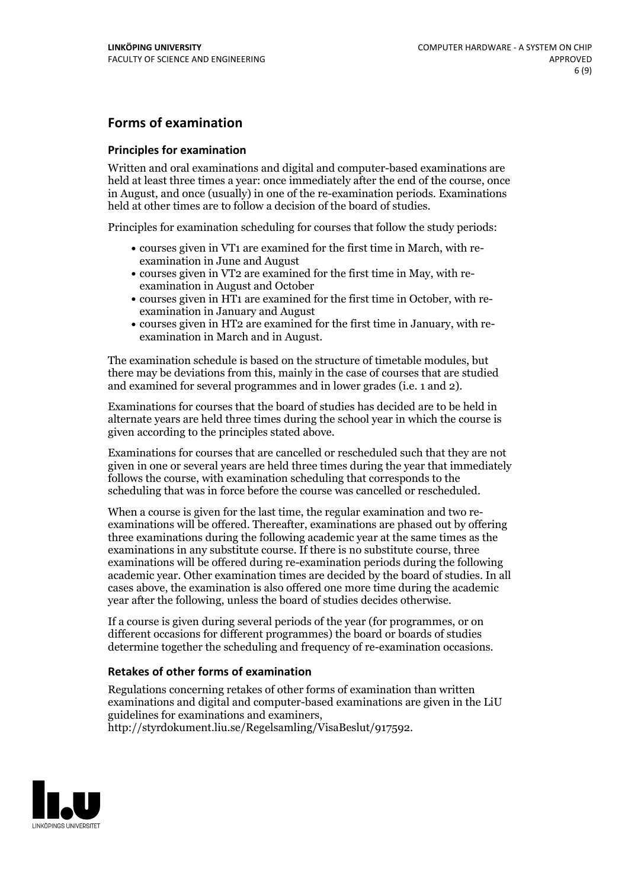## Forms of examination

### Principles for examination

Written and oral examinations and digital and computer-based examinations are held at least three times a year: once immediately after the end of the course, once in August, and once (usually) in one of the re-examination periods. Examinations held at other times are to follow a decision of the board of studies.

Principles for examination scheduling for courses that follow the study periods:

- courses given in VT1 are examined for the first time in March, with re-examination in June and August
- courses given in VT2 are examined for the first time in May, with re-examination in August and October
- courses given in HT1 are examined for the first time in October, with re-examination in January and August
- courses given in HT2 are examined for the first time in January, with re-examination in March and in August.

The examination schedule is based on the structure of timetable modules, but there may be deviations from this, mainly in the case of courses that are studied and examined for several programmes and in lower grades (i.e. 1 and 2).

Examinations for courses that the board of studies has decided are to be held in alternate years are held three times during the school year in which the course is given according to the principles stated above.

Examinations for courses that are cancelled or rescheduled such that they are not given in one or several years are held three times during the year that immediately follows the course, with examination scheduling that corresponds to the scheduling that was in force before the course was cancelled or rescheduled.

When a course is given for the last time, the regular examination and two re-examinations will be offered. Thereafter, examinations are phased out by offering three examinations during the following academic year at the same times as the examinations in any substitute course. If there is no substitute course, three examinations will be offered during re-examination periods during the following academic year. Other examination times are decided by the board of studies. In all cases above, the examination is also offered one more time during the academic year after the following, unless the board of studies decides otherwise.

If a course is given during several periods of the year (for programmes, or on different occasions for different programmes) the board or boards of studies determine together the scheduling and frequency of re-examination occasions.

### Retakes of other forms of examination

Regulations concerning retakes of other forms of examination than written examinations and digital and computer-based examinations are given in the LiU guidelines for examinations and examiners, http://styrdokument.liu.se/Regelsamling/VisaBeslut/917592.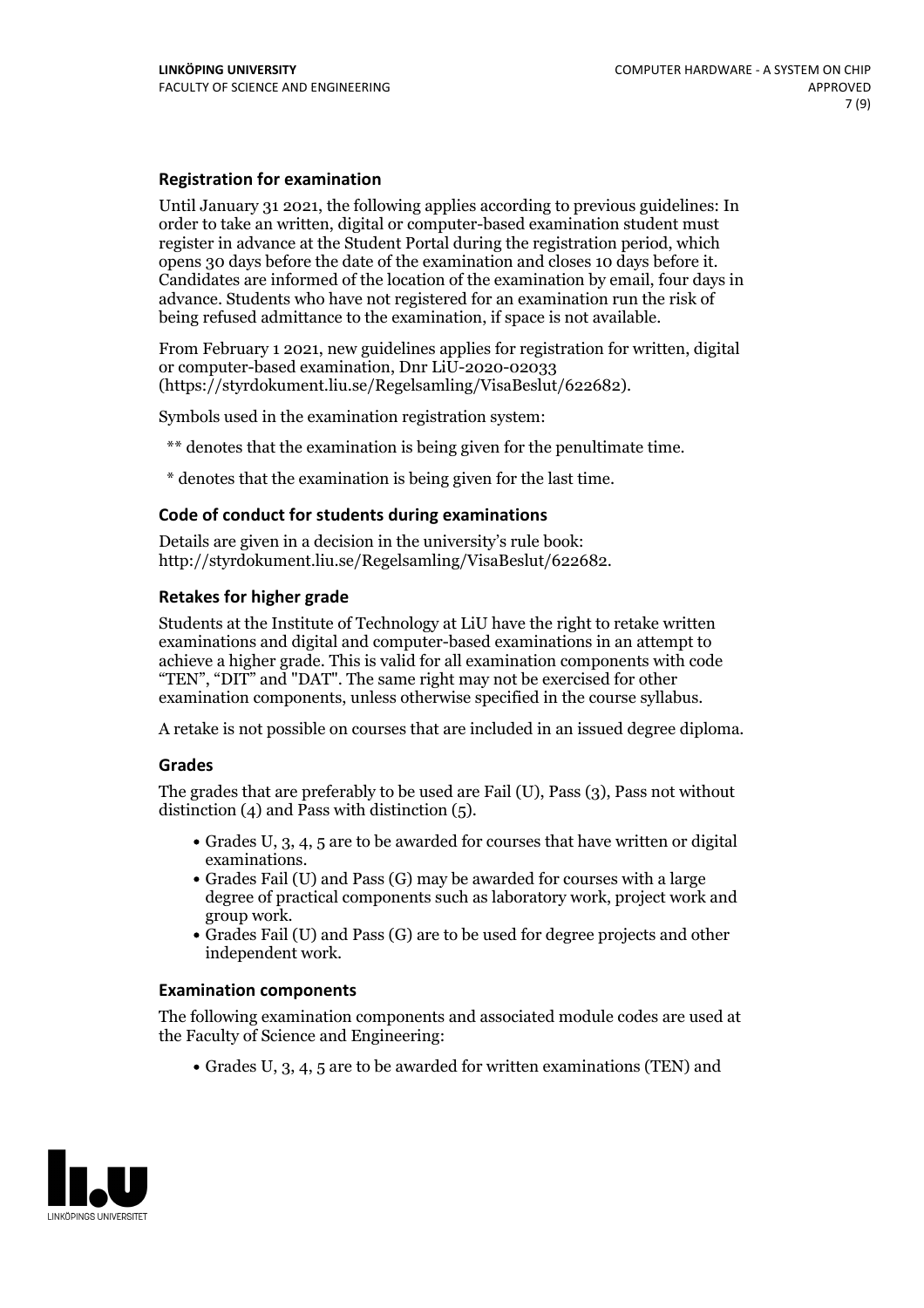### Registration for examination

Until January 31 2021, the following applies according to previous guidelines: In order to take an written, digital or computer-based examination student must register in advance at the Student Portal during the registration period, which opens 30 days before the date of the examination and closes 10 days before it. Candidates are informed of the location of the examination by email, four days in advance. Students who have not registered for an examination run the risk of being refused admittance to the examination, if space is not available.

From February 1 2021, new guidelines applies for registration for written, digital or computer-based examination, Dnr LiU-2020-02033 (https://styrdokument.liu.se/Regelsamling/VisaBeslut/622682).

Symbols used in the examination registration system:

** denotes that the examination is being given for the penultimate time.

* denotes that the examination is being given for the last time.

### Code of conduct for students during examinations

Details are given in a decision in the university's rule book: http://styrdokument.liu.se/Regelsamling/VisaBeslut/622682.

### Retakes for higher grade

Students at the Institute of Technology at LiU have the right to retake written examinations and digital and computer-based examinations in an attempt to achieve a higher grade. This is valid for all examination components with code "TEN", "DIT" and "DAT". The same right may not be exercised for other examination components, unless otherwise specified in the course syllabus.

A retake is not possible on courses that are included in an issued degree diploma.

### Grades

The grades that are preferably to be used are Fail (U), Pass (3), Pass not without distinction (4) and Pass with distinction (5).

- Grades U, 3, 4, 5 are to be awarded for courses that have written or digital examinations.
- Grades Fail (U) and Pass (G) may be awarded for courses with a large degree of practical components such as laboratory work, project work and group work.
- Grades Fail (U) and Pass (G) are to be used for degree projects and other independent work.

### Examination components

The following examination components and associated module codes are used at the Faculty of Science and Engineering:

- Grades U, 3, 4, 5 are to be awarded for written examinations (TEN) and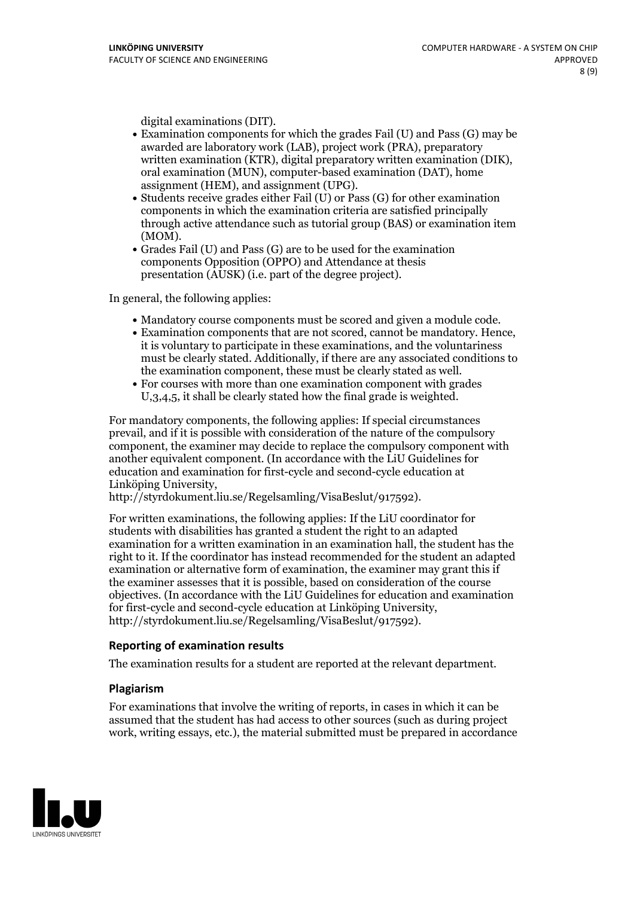digital examinations (DIT).

- Examination components for which the grades Fail (U) and Pass (G) may be awarded are laboratory work (LAB), project work (PRA), preparatory written examination (KTR), digital preparatory written examination (DIK), oral examination (MUN), computer-based examination (DAT), home assignment (HEM), and assignment (UPG).
- Students receive grades either Fail (U) or Pass (G) for other examination components in which the examination criteria are satisfied principally through active attendance such as tutorial group (BAS) or examination item (MOM).
- Grades Fail (U) and Pass (G) are to be used for the examination components Opposition (OPPO) and Attendance at thesis presentation (AUSK) (i.e. part of the degree project).

In general, the following applies:

- Mandatory course components must be scored and given a module code.
- Examination components that are not scored, cannot be mandatory. Hence, it is voluntary to participate in these examinations, and the voluntariness must be clearly stated. Additionally, if there are any associated conditions to the examination component, these must be clearly stated as well.
- For courses with more than one examination component with grades U,3,4,5, it shall be clearly stated how the final grade is weighted.

For mandatory components, the following applies: If special circumstances prevail, and if it is possible with consideration of the nature of the compulsory component, the examiner may decide to replace the compulsory component with another equivalent component. (In accordance with the LiU Guidelines for education and examination for first-cycle and second-cycle education at Linköping University, http://styrdokument.liu.se/Regelsamling/VisaBeslut/917592).

For written examinations, the following applies: If the LiU coordinator for students with disabilities has granted a student the right to an adapted examination for a written examination in an examination hall, the student has the right to it. If the coordinator has instead recommended for the student an adapted examination or alternative form of examination, the examiner may grant this if the examiner assesses that it is possible, based on consideration of the course objectives. (In accordance with the LiU Guidelines for education and examination for first-cycle and second-cycle education at Linköping University, http://styrdokument.liu.se/Regelsamling/VisaBeslut/917592).

### Reporting of examination results

The examination results for a student are reported at the relevant department.

### Plagiarism

For examinations that involve the writing of reports, in cases in which it can be assumed that the student has had access to other sources (such as during project work, writing essays, etc.), the material submitted must be prepared in accordance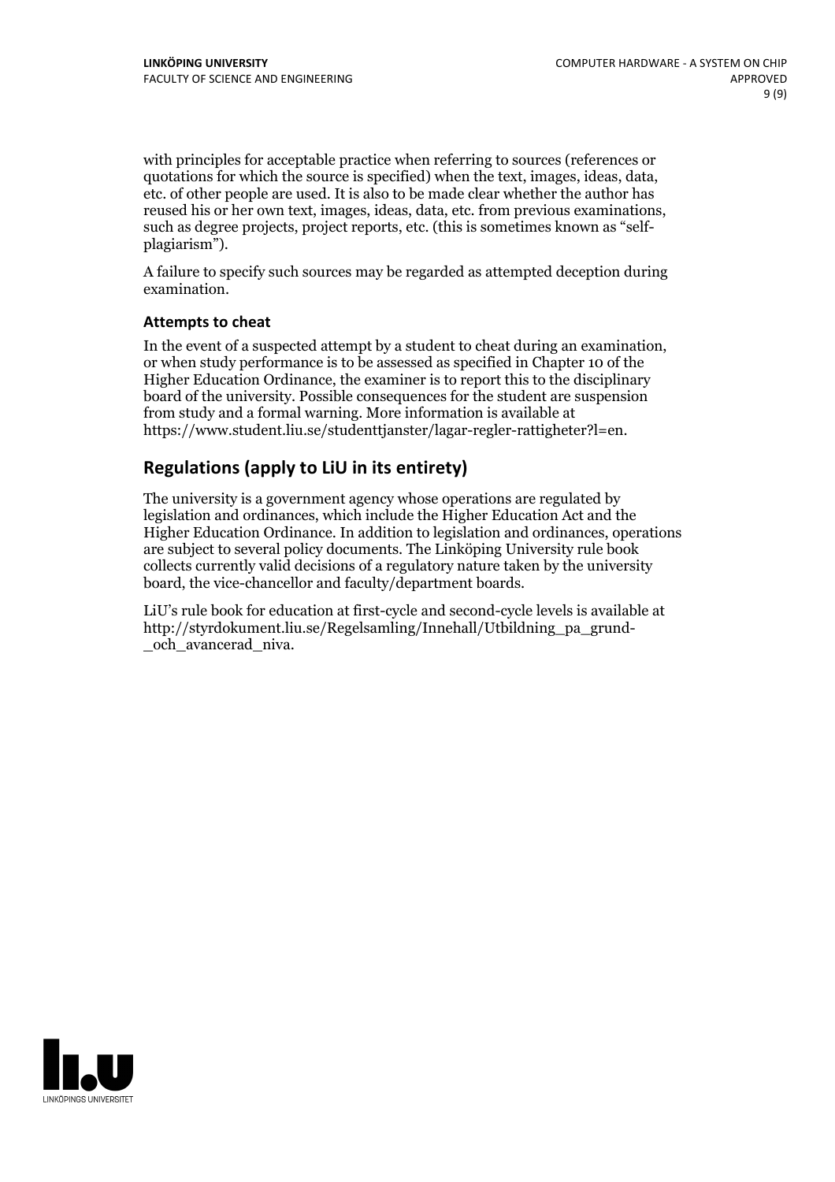with principles for acceptable practice when referring to sources (references or quotations for which the source is specified) when the text, images, ideas, data, etc. of other people are used. It is also to be made clear whether the author has reused his or her own text, images, ideas, data, etc. from previous examinations, such as degree projects, project reports, etc. (this is sometimes known as "self-plagiarism").

A failure to specify such sources may be regarded as attempted deception during examination.

### Attempts to cheat

In the event of a suspected attempt by a student to cheat during an examination, or when study performance is to be assessed as specified in Chapter 10 of the Higher Education Ordinance, the examiner is to report this to the disciplinary board of the university. Possible consequences for the student are suspension from study and a formal warning. More information is available at https://www.student.liu.se/studenttjanster/lagar-regler-rattigheter?l=en.

## Regulations (apply to LiU in its entirety)

The university is a government agency whose operations are regulated by legislation and ordinances, which include the Higher Education Act and the Higher Education Ordinance. In addition to legislation and ordinances, operations are subject to several policy documents. The Linköping University rule book collects currently valid decisions of a regulatory nature taken by the university board, the vice-chancellor and faculty/department boards.

LiU's rule book for education at first-cycle and second-cycle levels is available at http://styrdokument.liu.se/Regelsamling/Innehall/Utbildning_pa_grund-_och_avancerad_niva.